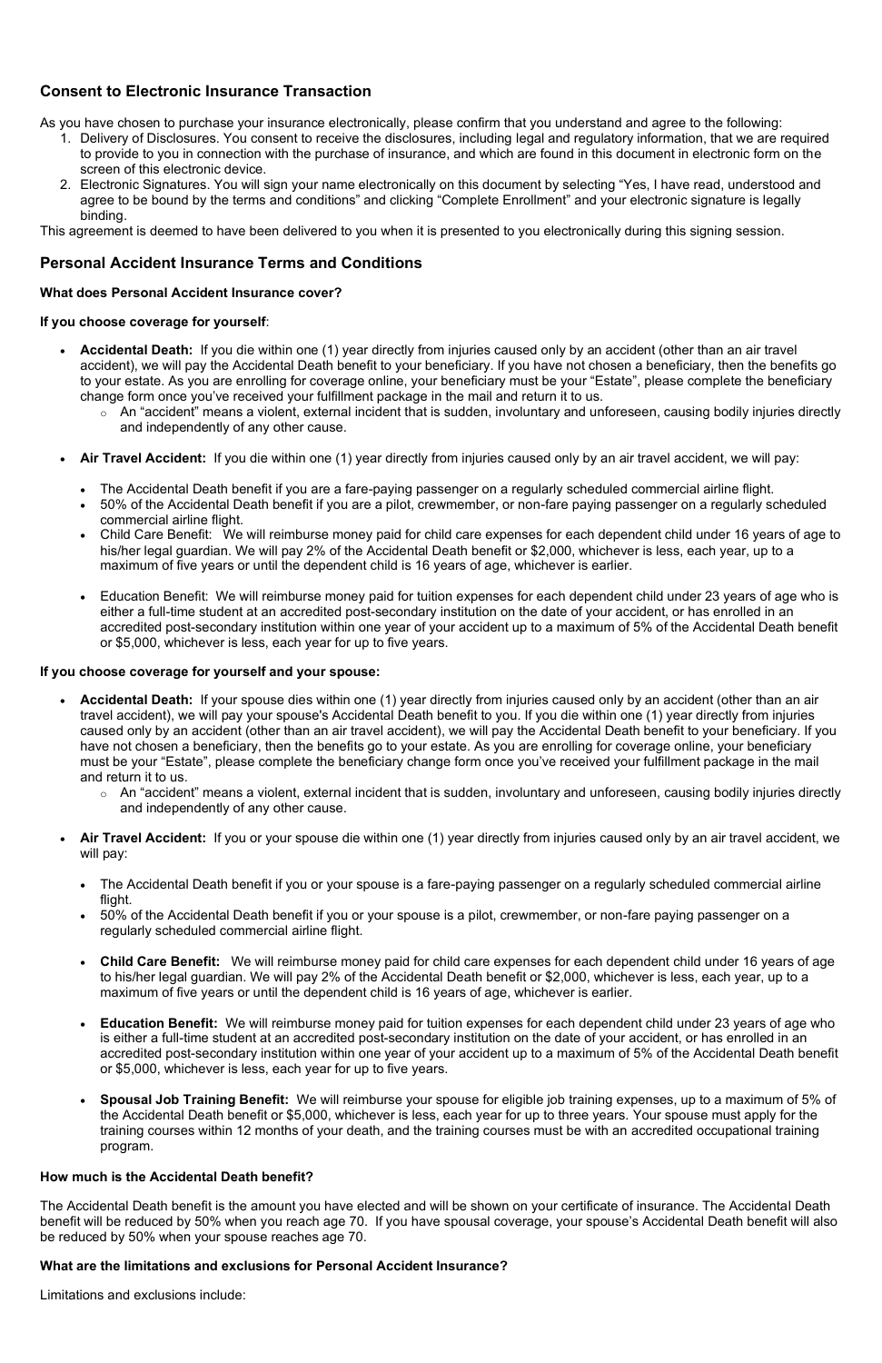## Consent to Electronic Insurance Transaction

As you have chosen to purchase your insurance electronically, please confirm that you understand and agree to the following:

1. Delivery of Disclosures. You consent to receive the disclosures, including legal and regulatory information, that we are required to provide to you in connection with the purchase of insurance, and which are found in this document in electronic form on the screen of this electronic device.
2. Electronic Signatures. You will sign your name electronically on this document by selecting "Yes, I have read, understood and agree to be bound by the terms and conditions" and clicking "Complete Enrollment" and your electronic signature is legally binding.

This agreement is deemed to have been delivered to you when it is presented to you electronically during this signing session.

## Personal Accident Insurance Terms and Conditions

**What does Personal Accident Insurance cover?**

**If you choose coverage for yourself**:

- **Accidental Death:** If you die within one (1) year directly from injuries caused only by an accident (other than an air travel accident), we will pay the Accidental Death benefit to your beneficiary. If you have not chosen a beneficiary, then the benefits go to your estate. As you are enrolling for coverage online, your beneficiary must be your "Estate", please complete the beneficiary change form once you've received your fulfillment package in the mail and return it to us.
  - An "accident" means a violent, external incident that is sudden, involuntary and unforeseen, causing bodily injuries directly and independently of any other cause.
- **Air Travel Accident:** If you die within one (1) year directly from injuries caused only by an air travel accident, we will pay:
  - The Accidental Death benefit if you are a fare-paying passenger on a regularly scheduled commercial airline flight.
  - 50% of the Accidental Death benefit if you are a pilot, crewmember, or non-fare paying passenger on a regularly scheduled commercial airline flight.
  - Child Care Benefit: We will reimburse money paid for child care expenses for each dependent child under 16 years of age to his/her legal guardian. We will pay 2% of the Accidental Death benefit or $2,000, whichever is less, each year, up to a maximum of five years or until the dependent child is 16 years of age, whichever is earlier.
  - Education Benefit: We will reimburse money paid for tuition expenses for each dependent child under 23 years of age who is either a full-time student at an accredited post-secondary institution on the date of your accident, or has enrolled in an accredited post-secondary institution within one year of your accident up to a maximum of 5% of the Accidental Death benefit or $5,000, whichever is less, each year for up to five years.

**If you choose coverage for yourself and your spouse:**

- **Accidental Death:** If your spouse dies within one (1) year directly from injuries caused only by an accident (other than an air travel accident), we will pay your spouse's Accidental Death benefit to you. If you die within one (1) year directly from injuries caused only by an accident (other than an air travel accident), we will pay the Accidental Death benefit to your beneficiary. If you have not chosen a beneficiary, then the benefits go to your estate. As you are enrolling for coverage online, your beneficiary must be your "Estate", please complete the beneficiary change form once you've received your fulfillment package in the mail and return it to us.
  - An "accident" means a violent, external incident that is sudden, involuntary and unforeseen, causing bodily injuries directly and independently of any other cause.
- **Air Travel Accident:** If you or your spouse die within one (1) year directly from injuries caused only by an air travel accident, we will pay:
  - The Accidental Death benefit if you or your spouse is a fare-paying passenger on a regularly scheduled commercial airline flight.
  - 50% of the Accidental Death benefit if you or your spouse is a pilot, crewmember, or non-fare paying passenger on a regularly scheduled commercial airline flight.
  - **Child Care Benefit:** We will reimburse money paid for child care expenses for each dependent child under 16 years of age to his/her legal guardian. We will pay 2% of the Accidental Death benefit or $2,000, whichever is less, each year, up to a maximum of five years or until the dependent child is 16 years of age, whichever is earlier.
  - **Education Benefit:** We will reimburse money paid for tuition expenses for each dependent child under 23 years of age who is either a full-time student at an accredited post-secondary institution on the date of your accident, or has enrolled in an accredited post-secondary institution within one year of your accident up to a maximum of 5% of the Accidental Death benefit or $5,000, whichever is less, each year for up to five years.
  - **Spousal Job Training Benefit:** We will reimburse your spouse for eligible job training expenses, up to a maximum of 5% of the Accidental Death benefit or $5,000, whichever is less, each year for up to three years. Your spouse must apply for the training courses within 12 months of your death, and the training courses must be with an accredited occupational training program.

**How much is the Accidental Death benefit?**

The Accidental Death benefit is the amount you have elected and will be shown on your certificate of insurance. The Accidental Death benefit will be reduced by 50% when you reach age 70. If you have spousal coverage, your spouse's Accidental Death benefit will also be reduced by 50% when your spouse reaches age 70.

**What are the limitations and exclusions for Personal Accident Insurance?**

Limitations and exclusions include: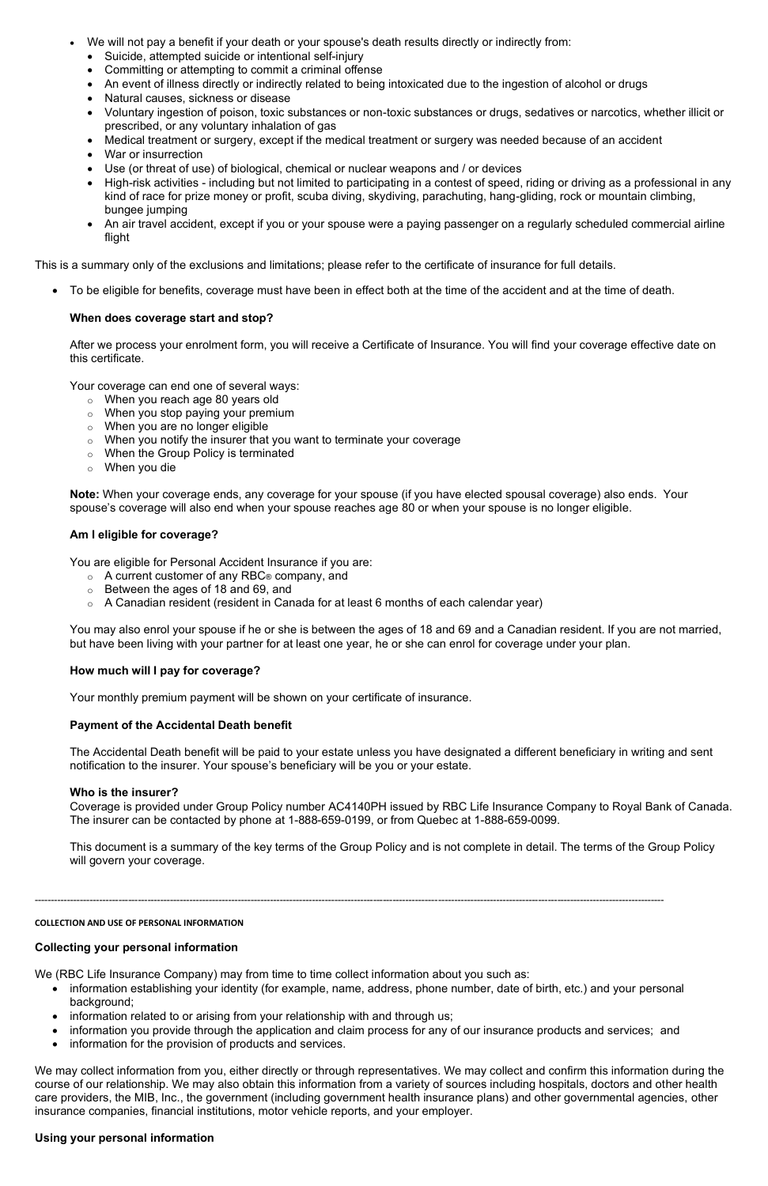- We will not pay a benefit if your death or your spouse's death results directly or indirectly from:
  - Suicide, attempted suicide or intentional self-injury
  - Committing or attempting to commit a criminal offense
  - An event of illness directly or indirectly related to being intoxicated due to the ingestion of alcohol or drugs
  - Natural causes, sickness or disease
  - Voluntary ingestion of poison, toxic substances or non-toxic substances or drugs, sedatives or narcotics, whether illicit or prescribed, or any voluntary inhalation of gas
  - Medical treatment or surgery, except if the medical treatment or surgery was needed because of an accident
  - War or insurrection
  - Use (or threat of use) of biological, chemical or nuclear weapons and / or devices
  - High-risk activities - including but not limited to participating in a contest of speed, riding or driving as a professional in any kind of race for prize money or profit, scuba diving, skydiving, parachuting, hang-gliding, rock or mountain climbing, bungee jumping
  - An air travel accident, except if you or your spouse were a paying passenger on a regularly scheduled commercial airline flight

This is a summary only of the exclusions and limitations; please refer to the certificate of insurance for full details.

- To be eligible for benefits, coverage must have been in effect both at the time of the accident and at the time of death.

**When does coverage start and stop?**

After we process your enrolment form, you will receive a Certificate of Insurance. You will find your coverage effective date on this certificate.

Your coverage can end one of several ways:

- When you reach age 80 years old
- When you stop paying your premium
- When you are no longer eligible
- When you notify the insurer that you want to terminate your coverage
- When the Group Policy is terminated
- When you die

**Note:** When your coverage ends, any coverage for your spouse (if you have elected spousal coverage) also ends. Your spouse's coverage will also end when your spouse reaches age 80 or when your spouse is no longer eligible.

**Am I eligible for coverage?**

You are eligible for Personal Accident Insurance if you are:

- A current customer of any RBC® company, and
- Between the ages of 18 and 69, and
- A Canadian resident (resident in Canada for at least 6 months of each calendar year)

You may also enrol your spouse if he or she is between the ages of 18 and 69 and a Canadian resident. If you are not married, but have been living with your partner for at least one year, he or she can enrol for coverage under your plan.

**How much will I pay for coverage?**

Your monthly premium payment will be shown on your certificate of insurance.

**Payment of the Accidental Death benefit**

The Accidental Death benefit will be paid to your estate unless you have designated a different beneficiary in writing and sent notification to the insurer. Your spouse's beneficiary will be you or your estate.

**Who is the insurer?**

Coverage is provided under Group Policy number AC4140PH issued by RBC Life Insurance Company to Royal Bank of Canada. The insurer can be contacted by phone at 1-888-659-0199, or from Quebec at 1-888-659-0099.

This document is a summary of the key terms of the Group Policy and is not complete in detail. The terms of the Group Policy will govern your coverage.

---

**COLLECTION AND USE OF PERSONAL INFORMATION**

**Collecting your personal information**

We (RBC Life Insurance Company) may from time to time collect information about you such as:

- information establishing your identity (for example, name, address, phone number, date of birth, etc.) and your personal background;
- information related to or arising from your relationship with and through us;
- information you provide through the application and claim process for any of our insurance products and services; and
- information for the provision of products and services.

We may collect information from you, either directly or through representatives. We may collect and confirm this information during the course of our relationship. We may also obtain this information from a variety of sources including hospitals, doctors and other health care providers, the MIB, Inc., the government (including government health insurance plans) and other governmental agencies, other insurance companies, financial institutions, motor vehicle reports, and your employer.

**Using your personal information**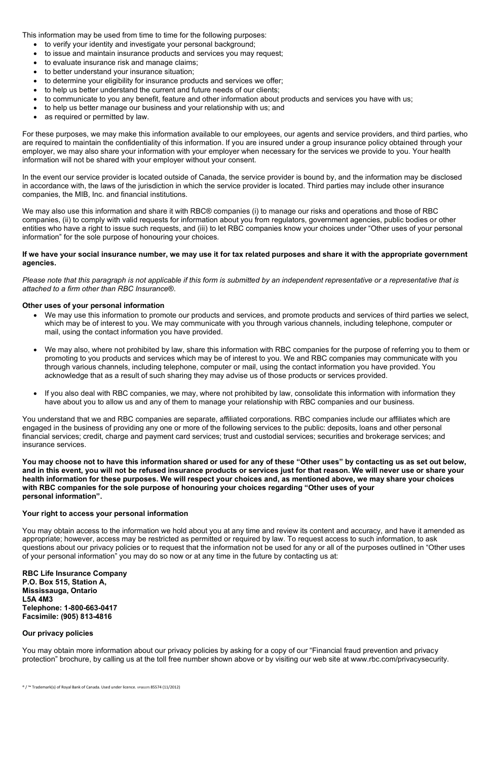This information may be used from time to time for the following purposes:

- to verify your identity and investigate your personal background;
- to issue and maintain insurance products and services you may request;
- to evaluate insurance risk and manage claims;
- to better understand your insurance situation;
- to determine your eligibility for insurance products and services we offer;
- to help us better understand the current and future needs of our clients;
- to communicate to you any benefit, feature and other information about products and services you have with us;
- to help us better manage our business and your relationship with us; and
- as required or permitted by law.

For these purposes, we may make this information available to our employees, our agents and service providers, and third parties, who are required to maintain the confidentiality of this information. If you are insured under a group insurance policy obtained through your employer, we may also share your information with your employer when necessary for the services we provide to you. Your health information will not be shared with your employer without your consent.

In the event our service provider is located outside of Canada, the service provider is bound by, and the information may be disclosed in accordance with, the laws of the jurisdiction in which the service provider is located. Third parties may include other insurance companies, the MIB, Inc. and financial institutions.

We may also use this information and share it with RBC® companies (i) to manage our risks and operations and those of RBC companies, (ii) to comply with valid requests for information about you from regulators, government agencies, public bodies or other entities who have a right to issue such requests, and (iii) to let RBC companies know your choices under "Other uses of your personal information" for the sole purpose of honouring your choices.

**If we have your social insurance number, we may use it for tax related purposes and share it with the appropriate government agencies.**

*Please note that this paragraph is not applicable if this form is submitted by an independent representative or a representative that is attached to a firm other than RBC Insurance®.*

**Other uses of your personal information**

- We may use this information to promote our products and services, and promote products and services of third parties we select, which may be of interest to you. We may communicate with you through various channels, including telephone, computer or mail, using the contact information you have provided.

- We may also, where not prohibited by law, share this information with RBC companies for the purpose of referring you to them or promoting to you products and services which may be of interest to you. We and RBC companies may communicate with you through various channels, including telephone, computer or mail, using the contact information you have provided. You acknowledge that as a result of such sharing they may advise us of those products or services provided.

- If you also deal with RBC companies, we may, where not prohibited by law, consolidate this information with information they have about you to allow us and any of them to manage your relationship with RBC companies and our business.

You understand that we and RBC companies are separate, affiliated corporations. RBC companies include our affiliates which are engaged in the business of providing any one or more of the following services to the public: deposits, loans and other personal financial services; credit, charge and payment card services; trust and custodial services; securities and brokerage services; and insurance services.

**You may choose not to have this information shared or used for any of these "Other uses" by contacting us as set out below, and in this event, you will not be refused insurance products or services just for that reason. We will never use or share your health information for these purposes. We will respect your choices and, as mentioned above, we may share your choices with RBC companies for the sole purpose of honouring your choices regarding "Other uses of your personal information".**

**Your right to access your personal information**

You may obtain access to the information we hold about you at any time and review its content and accuracy, and have it amended as appropriate; however, access may be restricted as permitted or required by law. To request access to such information, to ask questions about our privacy policies or to request that the information not be used for any or all of the purposes outlined in "Other uses of your personal information" you may do so now or at any time in the future by contacting us at:

**RBC Life Insurance Company**
**P.O. Box 515, Station A,**
**Mississauga, Ontario**
**L5A 4M3**
**Telephone: 1-800-663-0417**
**Facsimile: (905) 813-4816**

**Our privacy policies**

You may obtain more information about our privacy policies by asking for a copy of our "Financial fraud prevention and privacy protection" brochure, by calling us at the toll free number shown above or by visiting our web site at www.rbc.com/privacysecurity.

® / ™ Trademark(s) of Royal Bank of Canada. Used under licence. VPS81075 85574 (11/2012)